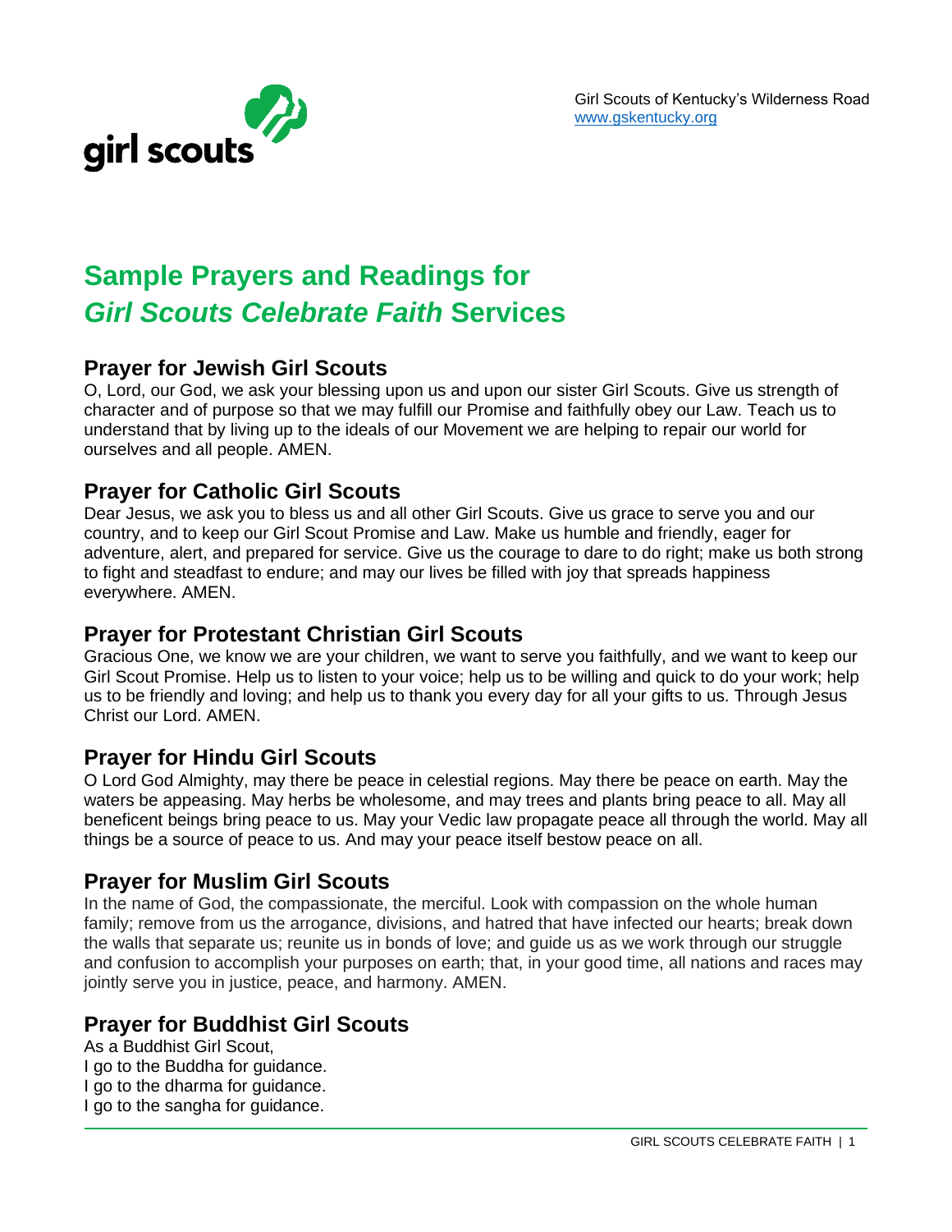Girl Scouts of Kentucky's Wilderness Road
www.gskentucky.org

# Sample Prayers and Readings for *Girl Scouts Celebrate Faith* Services

## Prayer for Jewish Girl Scouts

O, Lord, our God, we ask your blessing upon us and upon our sister Girl Scouts. Give us strength of character and of purpose so that we may fulfill our Promise and faithfully obey our Law. Teach us to understand that by living up to the ideals of our Movement we are helping to repair our world for ourselves and all people. AMEN.

## Prayer for Catholic Girl Scouts

Dear Jesus, we ask you to bless us and all other Girl Scouts. Give us grace to serve you and our country, and to keep our Girl Scout Promise and Law. Make us humble and friendly, eager for adventure, alert, and prepared for service. Give us the courage to dare to do right; make us both strong to fight and steadfast to endure; and may our lives be filled with joy that spreads happiness everywhere. AMEN.

## Prayer for Protestant Christian Girl Scouts

Gracious One, we know we are your children, we want to serve you faithfully, and we want to keep our Girl Scout Promise. Help us to listen to your voice; help us to be willing and quick to do your work; help us to be friendly and loving; and help us to thank you every day for all your gifts to us. Through Jesus Christ our Lord. AMEN.

## Prayer for Hindu Girl Scouts

O Lord God Almighty, may there be peace in celestial regions. May there be peace on earth. May the waters be appeasing. May herbs be wholesome, and may trees and plants bring peace to all. May all beneficent beings bring peace to us. May your Vedic law propagate peace all through the world. May all things be a source of peace to us. And may your peace itself bestow peace on all.

## Prayer for Muslim Girl Scouts

In the name of God, the compassionate, the merciful. Look with compassion on the whole human family; remove from us the arrogance, divisions, and hatred that have infected our hearts; break down the walls that separate us; reunite us in bonds of love; and guide us as we work through our struggle and confusion to accomplish your purposes on earth; that, in your good time, all nations and races may jointly serve you in justice, peace, and harmony. AMEN.

## Prayer for Buddhist Girl Scouts

As a Buddhist Girl Scout,
I go to the Buddha for guidance.
I go to the dharma for guidance.
I go to the sangha for guidance.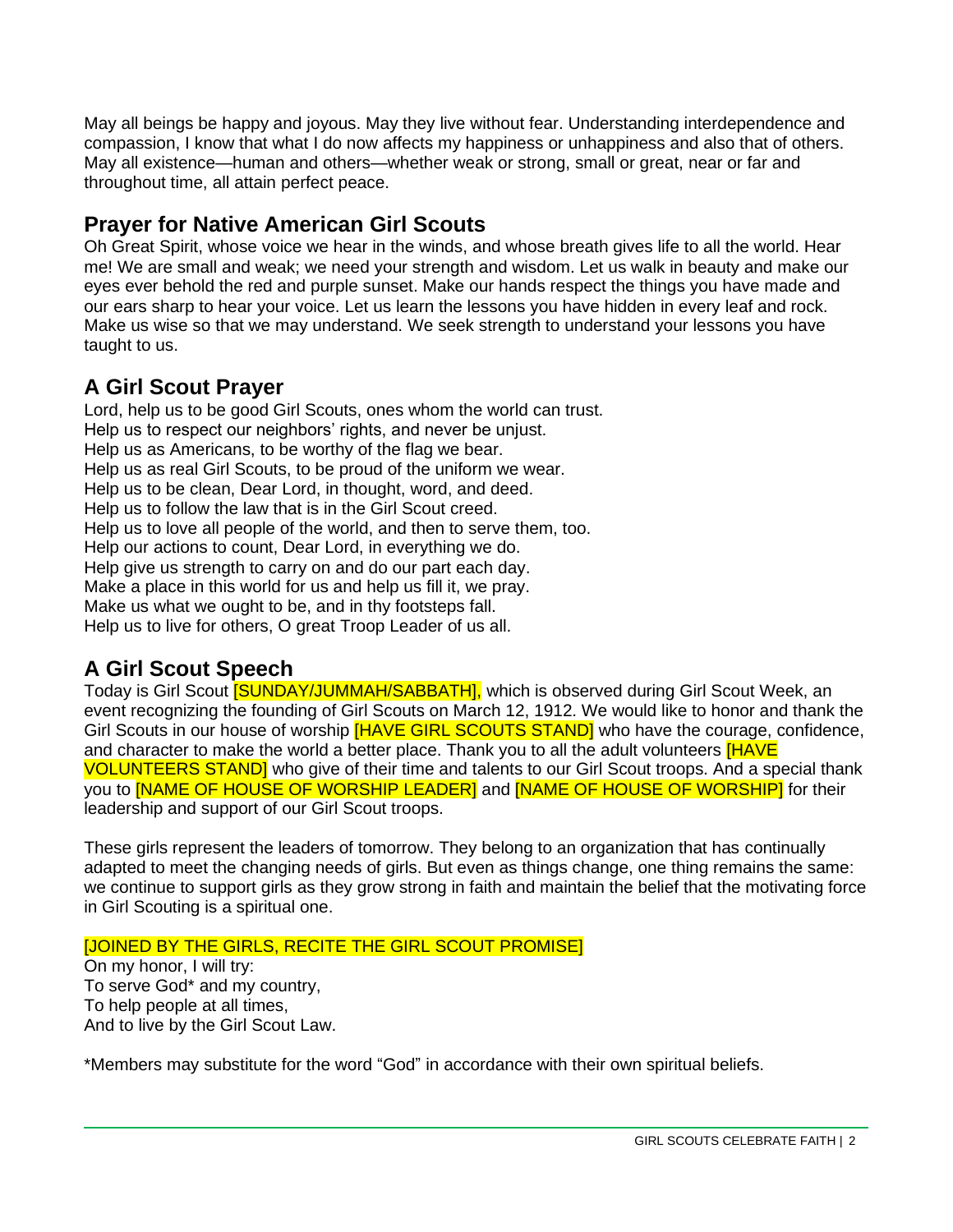May all beings be happy and joyous. May they live without fear. Understanding interdependence and compassion, I know that what I do now affects my happiness or unhappiness and also that of others. May all existence—human and others—whether weak or strong, small or great, near or far and throughout time, all attain perfect peace.

## Prayer for Native American Girl Scouts

Oh Great Spirit, whose voice we hear in the winds, and whose breath gives life to all the world. Hear me! We are small and weak; we need your strength and wisdom. Let us walk in beauty and make our eyes ever behold the red and purple sunset. Make our hands respect the things you have made and our ears sharp to hear your voice. Let us learn the lessons you have hidden in every leaf and rock. Make us wise so that we may understand. We seek strength to understand your lessons you have taught to us.

## A Girl Scout Prayer

Lord, help us to be good Girl Scouts, ones whom the world can trust.
Help us to respect our neighbors' rights, and never be unjust.
Help us as Americans, to be worthy of the flag we bear.
Help us as real Girl Scouts, to be proud of the uniform we wear.
Help us to be clean, Dear Lord, in thought, word, and deed.
Help us to follow the law that is in the Girl Scout creed.
Help us to love all people of the world, and then to serve them, too.
Help our actions to count, Dear Lord, in everything we do.
Help give us strength to carry on and do our part each day.
Make a place in this world for us and help us fill it, we pray.
Make us what we ought to be, and in thy footsteps fall.
Help us to live for others, O great Troop Leader of us all.

## A Girl Scout Speech

Today is Girl Scout [SUNDAY/JUMMAH/SABBATH], which is observed during Girl Scout Week, an event recognizing the founding of Girl Scouts on March 12, 1912. We would like to honor and thank the Girl Scouts in our house of worship [HAVE GIRL SCOUTS STAND] who have the courage, confidence, and character to make the world a better place. Thank you to all the adult volunteers [HAVE VOLUNTEERS STAND] who give of their time and talents to our Girl Scout troops. And a special thank you to [NAME OF HOUSE OF WORSHIP LEADER] and [NAME OF HOUSE OF WORSHIP] for their leadership and support of our Girl Scout troops.

These girls represent the leaders of tomorrow. They belong to an organization that has continually adapted to meet the changing needs of girls. But even as things change, one thing remains the same: we continue to support girls as they grow strong in faith and maintain the belief that the motivating force in Girl Scouting is a spiritual one.

[JOINED BY THE GIRLS, RECITE THE GIRL SCOUT PROMISE]
On my honor, I will try:
To serve God* and my country,
To help people at all times,
And to live by the Girl Scout Law.

*Members may substitute for the word "God" in accordance with their own spiritual beliefs.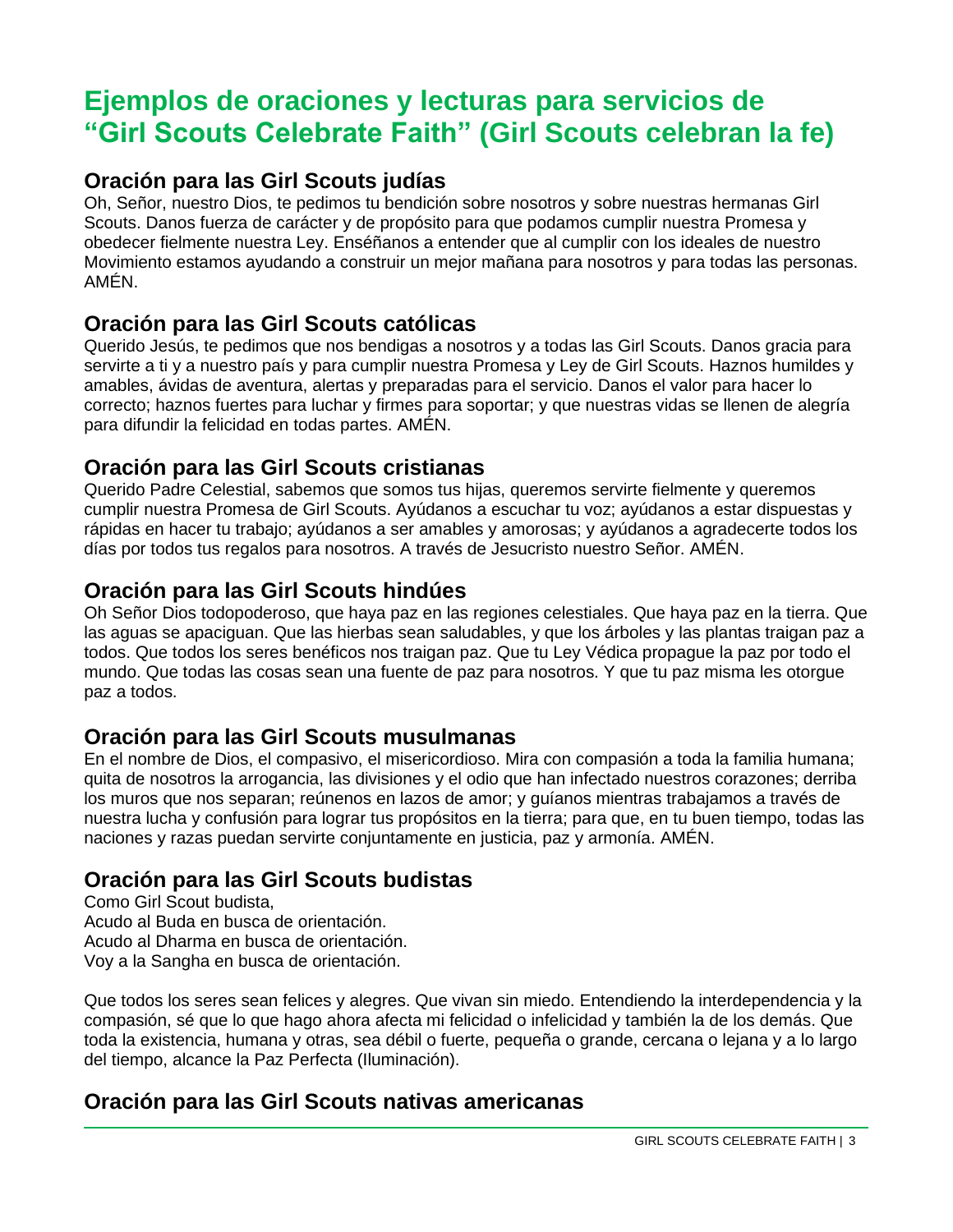# Ejemplos de oraciones y lecturas para servicios de "Girl Scouts Celebrate Faith" (Girl Scouts celebran la fe)

## Oración para las Girl Scouts judías

Oh, Señor, nuestro Dios, te pedimos tu bendición sobre nosotros y sobre nuestras hermanas Girl Scouts. Danos fuerza de carácter y de propósito para que podamos cumplir nuestra Promesa y obedecer fielmente nuestra Ley. Enséñanos a entender que al cumplir con los ideales de nuestro Movimiento estamos ayudando a construir un mejor mañana para nosotros y para todas las personas. AMÉN.

## Oración para las Girl Scouts católicas

Querido Jesús, te pedimos que nos bendigas a nosotros y a todas las Girl Scouts. Danos gracia para servirte a ti y a nuestro país y para cumplir nuestra Promesa y Ley de Girl Scouts. Haznos humildes y amables, ávidas de aventura, alertas y preparadas para el servicio. Danos el valor para hacer lo correcto; haznos fuertes para luchar y firmes para soportar; y que nuestras vidas se llenen de alegría para difundir la felicidad en todas partes. AMÉN.

## Oración para las Girl Scouts cristianas

Querido Padre Celestial, sabemos que somos tus hijas, queremos servirte fielmente y queremos cumplir nuestra Promesa de Girl Scouts. Ayúdanos a escuchar tu voz; ayúdanos a estar dispuestas y rápidas en hacer tu trabajo; ayúdanos a ser amables y amorosas; y ayúdanos a agradecerte todos los días por todos tus regalos para nosotros. A través de Jesucristo nuestro Señor. AMÉN.

## Oración para las Girl Scouts hindúes

Oh Señor Dios todopoderoso, que haya paz en las regiones celestiales. Que haya paz en la tierra. Que las aguas se apaciguan. Que las hierbas sean saludables, y que los árboles y las plantas traigan paz a todos. Que todos los seres benéficos nos traigan paz. Que tu Ley Védica propague la paz por todo el mundo. Que todas las cosas sean una fuente de paz para nosotros. Y que tu paz misma les otorgue paz a todos.

## Oración para las Girl Scouts musulmanas

En el nombre de Dios, el compasivo, el misericordioso. Mira con compasión a toda la familia humana; quita de nosotros la arrogancia, las divisiones y el odio que han infectado nuestros corazones; derriba los muros que nos separan; reúnenos en lazos de amor; y guíanos mientras trabajamos a través de nuestra lucha y confusión para lograr tus propósitos en la tierra; para que, en tu buen tiempo, todas las naciones y razas puedan servirte conjuntamente en justicia, paz y armonía. AMÉN.

## Oración para las Girl Scouts budistas

Como Girl Scout budista,
Acudo al Buda en busca de orientación.
Acudo al Dharma en busca de orientación.
Voy a la Sangha en busca de orientación.

Que todos los seres sean felices y alegres. Que vivan sin miedo. Entendiendo la interdependencia y la compasión, sé que lo que hago ahora afecta mi felicidad o infelicidad y también la de los demás. Que toda la existencia, humana y otras, sea débil o fuerte, pequeña o grande, cercana o lejana y a lo largo del tiempo, alcance la Paz Perfecta (Iluminación).

## Oración para las Girl Scouts nativas americanas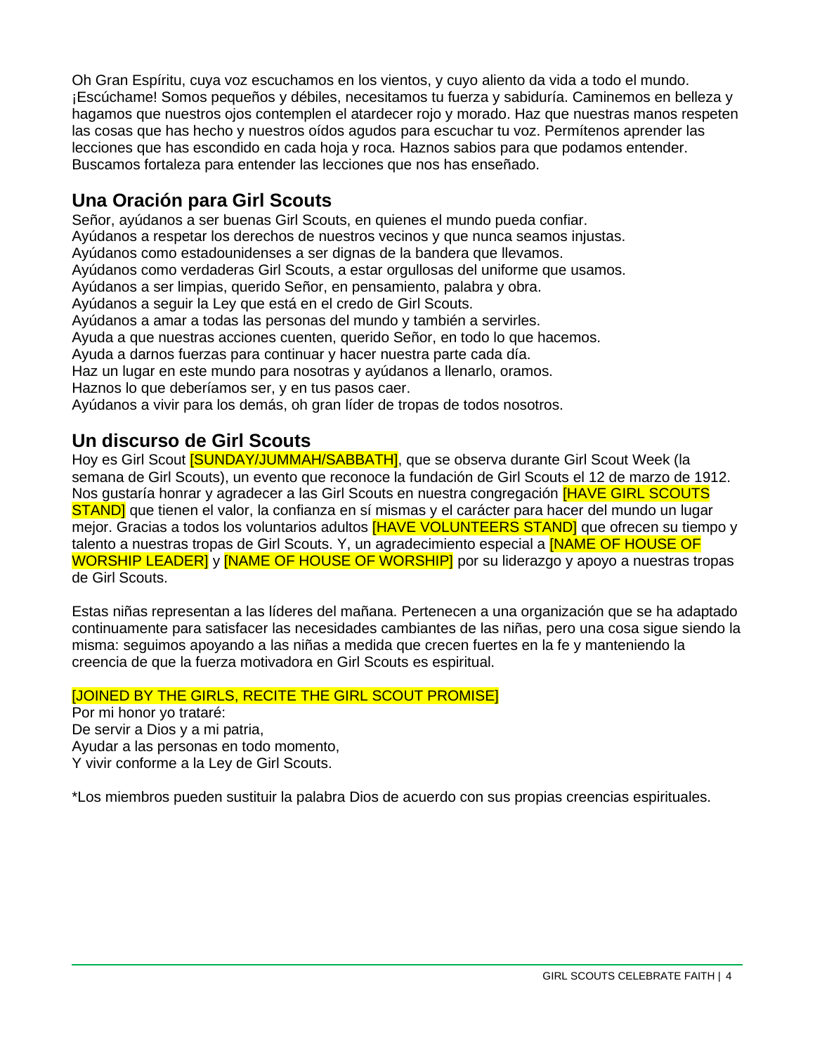Oh Gran Espíritu, cuya voz escuchamos en los vientos, y cuyo aliento da vida a todo el mundo. ¡Escúchame! Somos pequeños y débiles, necesitamos tu fuerza y sabiduría. Caminemos en belleza y hagamos que nuestros ojos contemplen el atardecer rojo y morado. Haz que nuestras manos respeten las cosas que has hecho y nuestros oídos agudos para escuchar tu voz. Permítenos aprender las lecciones que has escondido en cada hoja y roca. Haznos sabios para que podamos entender. Buscamos fortaleza para entender las lecciones que nos has enseñado.

## Una Oración para Girl Scouts

Señor, ayúdanos a ser buenas Girl Scouts, en quienes el mundo pueda confiar.
Ayúdanos a respetar los derechos de nuestros vecinos y que nunca seamos injustas.
Ayúdanos como estadounidenses a ser dignas de la bandera que llevamos.
Ayúdanos como verdaderas Girl Scouts, a estar orgullosas del uniforme que usamos.
Ayúdanos a ser limpias, querido Señor, en pensamiento, palabra y obra.
Ayúdanos a seguir la Ley que está en el credo de Girl Scouts.
Ayúdanos a amar a todas las personas del mundo y también a servirles.
Ayuda a que nuestras acciones cuenten, querido Señor, en todo lo que hacemos.
Ayuda a darnos fuerzas para continuar y hacer nuestra parte cada día.
Haz un lugar en este mundo para nosotras y ayúdanos a llenarlo, oramos.
Haznos lo que deberíamos ser, y en tus pasos caer.
Ayúdanos a vivir para los demás, oh gran líder de tropas de todos nosotros.

## Un discurso de Girl Scouts

Hoy es Girl Scout [SUNDAY/JUMMAH/SABBATH], que se observa durante Girl Scout Week (la semana de Girl Scouts), un evento que reconoce la fundación de Girl Scouts el 12 de marzo de 1912. Nos gustaría honrar y agradecer a las Girl Scouts en nuestra congregación [HAVE GIRL SCOUTS STAND] que tienen el valor, la confianza en sí mismas y el carácter para hacer del mundo un lugar mejor. Gracias a todos los voluntarios adultos [HAVE VOLUNTEERS STAND] que ofrecen su tiempo y talento a nuestras tropas de Girl Scouts. Y, un agradecimiento especial a [NAME OF HOUSE OF WORSHIP LEADER] y [NAME OF HOUSE OF WORSHIP] por su liderazgo y apoyo a nuestras tropas de Girl Scouts.

Estas niñas representan a las líderes del mañana. Pertenecen a una organización que se ha adaptado continuamente para satisfacer las necesidades cambiantes de las niñas, pero una cosa sigue siendo la misma: seguimos apoyando a las niñas a medida que crecen fuertes en la fe y manteniendo la creencia de que la fuerza motivadora en Girl Scouts es espiritual.

[JOINED BY THE GIRLS, RECITE THE GIRL SCOUT PROMISE]
Por mi honor yo trataré:
De servir a Dios y a mi patria,
Ayudar a las personas en todo momento,
Y vivir conforme a la Ley de Girl Scouts.

*Los miembros pueden sustituir la palabra Dios de acuerdo con sus propias creencias espirituales.